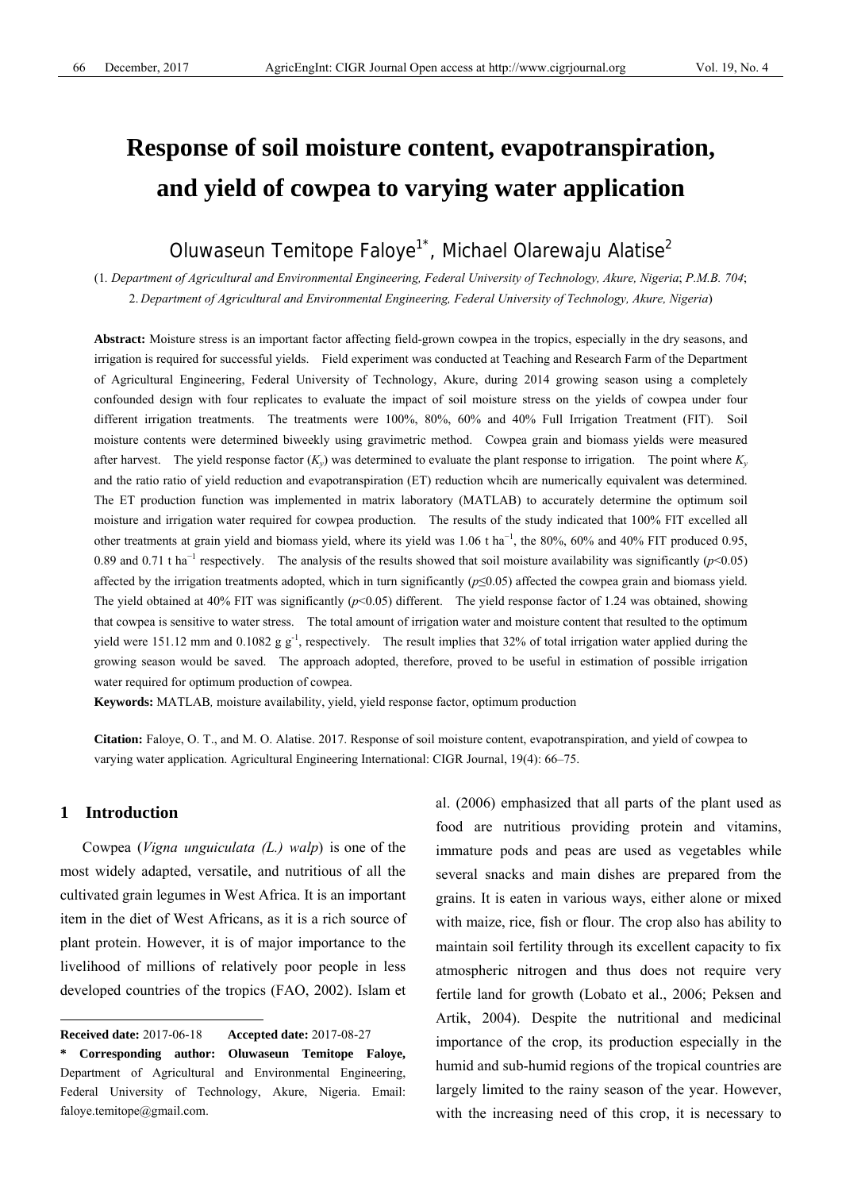# Response of soil moisture content, evapotranspiration, and yield of cowpea to varying water application

Oluwaseun Temitope Faloye[1*], Michael Olarewaju Alatise[2]

(1. *Department of Agricultural and Environmental Engineering, Federal University of Technology, Akure, Nigeria*; *P.M.B. 704*; 2. *Department of Agricultural and Environmental Engineering, Federal University of Technology, Akure, Nigeria*)

**Abstract:** Moisture stress is an important factor affecting field-grown cowpea in the tropics, especially in the dry seasons, and irrigation is required for successful yields. Field experiment was conducted at Teaching and Research Farm of the Department of Agricultural Engineering, Federal University of Technology, Akure, during 2014 growing season using a completely confounded design with four replicates to evaluate the impact of soil moisture stress on the yields of cowpea under four different irrigation treatments. The treatments were 100%, 80%, 60% and 40% Full Irrigation Treatment (FIT). Soil moisture contents were determined biweekly using gravimetric method. Cowpea grain and biomass yields were measured after harvest. The yield response factor ($K_y$) was determined to evaluate the plant response to irrigation. The point where $K_y$ and the ratio ratio of yield reduction and evapotranspiration (ET) reduction whcih are numerically equivalent was determined. The ET production function was implemented in matrix laboratory (MATLAB) to accurately determine the optimum soil moisture and irrigation water required for cowpea production. The results of the study indicated that 100% FIT excelled all other treatments at grain yield and biomass yield, where its yield was 1.06 t ha$^{-1}$, the 80%, 60% and 40% FIT produced 0.95, 0.89 and 0.71 t ha$^{-1}$ respectively. The analysis of the results showed that soil moisture availability was significantly ($p<0.05$) affected by the irrigation treatments adopted, which in turn significantly ($p\leq0.05$) affected the cowpea grain and biomass yield. The yield obtained at 40% FIT was significantly ($p<0.05$) different. The yield response factor of 1.24 was obtained, showing that cowpea is sensitive to water stress. The total amount of irrigation water and moisture content that resulted to the optimum yield were 151.12 mm and 0.1082 g g$^{-1}$, respectively. The result implies that 32% of total irrigation water applied during the growing season would be saved. The approach adopted, therefore, proved to be useful in estimation of possible irrigation water required for optimum production of cowpea.

**Keywords:** MATLAB, moisture availability, yield, yield response factor, optimum production

**Citation:** Faloye, O. T., and M. O. Alatise. 2017. Response of soil moisture content, evapotranspiration, and yield of cowpea to varying water application. Agricultural Engineering International: CIGR Journal, 19(4): 66–75.

## 1 Introduction

Cowpea (*Vigna unguiculata (L.) walp*) is one of the most widely adapted, versatile, and nutritious of all the cultivated grain legumes in West Africa. It is an important item in the diet of West Africans, as it is a rich source of plant protein. However, it is of major importance to the livelihood of millions of relatively poor people in less developed countries of the tropics (FAO, 2002). Islam et al. (2006) emphasized that all parts of the plant used as food are nutritious providing protein and vitamins, immature pods and peas are used as vegetables while several snacks and main dishes are prepared from the grains. It is eaten in various ways, either alone or mixed with maize, rice, fish or flour. The crop also has ability to maintain soil fertility through its excellent capacity to fix atmospheric nitrogen and thus does not require very fertile land for growth (Lobato et al., 2006; Peksen and Artik, 2004). Despite the nutritional and medicinal importance of the crop, its production especially in the humid and sub-humid regions of the tropical countries are largely limited to the rainy season of the year. However, with the increasing need of this crop, it is necessary to

**Received date:** 2017-06-18 **Accepted date:** 2017-08-27

**\* Corresponding author: Oluwaseun Temitope Faloye,** Department of Agricultural and Environmental Engineering, Federal University of Technology, Akure, Nigeria. Email: faloye.temitope@gmail.com.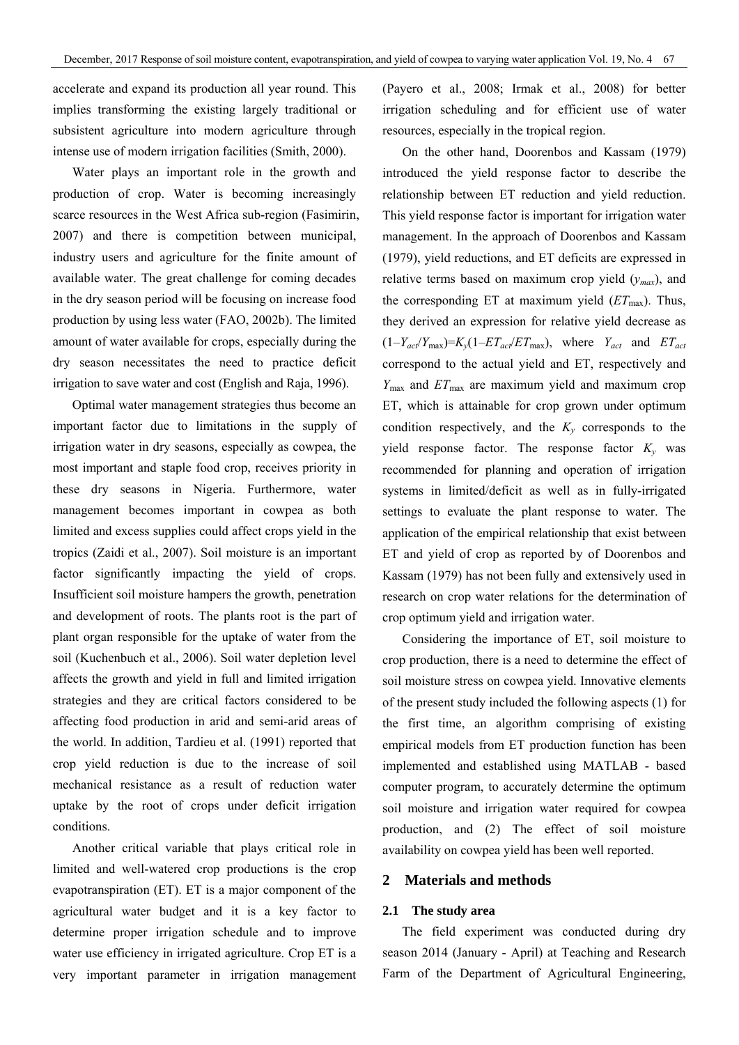accelerate and expand its production all year round. This implies transforming the existing largely traditional or subsistent agriculture into modern agriculture through intense use of modern irrigation facilities (Smith, 2000).

Water plays an important role in the growth and production of crop. Water is becoming increasingly scarce resources in the West Africa sub-region (Fasimirin, 2007) and there is competition between municipal, industry users and agriculture for the finite amount of available water. The great challenge for coming decades in the dry season period will be focusing on increase food production by using less water (FAO, 2002b). The limited amount of water available for crops, especially during the dry season necessitates the need to practice deficit irrigation to save water and cost (English and Raja, 1996).

Optimal water management strategies thus become an important factor due to limitations in the supply of irrigation water in dry seasons, especially as cowpea, the most important and staple food crop, receives priority in these dry seasons in Nigeria. Furthermore, water management becomes important in cowpea as both limited and excess supplies could affect crops yield in the tropics (Zaidi et al., 2007). Soil moisture is an important factor significantly impacting the yield of crops. Insufficient soil moisture hampers the growth, penetration and development of roots. The plants root is the part of plant organ responsible for the uptake of water from the soil (Kuchenbuch et al., 2006). Soil water depletion level affects the growth and yield in full and limited irrigation strategies and they are critical factors considered to be affecting food production in arid and semi-arid areas of the world. In addition, Tardieu et al. (1991) reported that crop yield reduction is due to the increase of soil mechanical resistance as a result of reduction water uptake by the root of crops under deficit irrigation conditions.

Another critical variable that plays critical role in limited and well-watered crop productions is the crop evapotranspiration (ET). ET is a major component of the agricultural water budget and it is a key factor to determine proper irrigation schedule and to improve water use efficiency in irrigated agriculture. Crop ET is a very important parameter in irrigation management (Payero et al., 2008; Irmak et al., 2008) for better irrigation scheduling and for efficient use of water resources, especially in the tropical region.

On the other hand, Doorenbos and Kassam (1979) introduced the yield response factor to describe the relationship between ET reduction and yield reduction. This yield response factor is important for irrigation water management. In the approach of Doorenbos and Kassam (1979), yield reductions, and ET deficits are expressed in relative terms based on maximum crop yield ($y_{max}$), and the corresponding ET at maximum yield ($ET_{\max}$). Thus, they derived an expression for relative yield decrease as $(1–Y_{act}/Y_{\max})=K_y(1–ET_{act}/ET_{\max})$, where $Y_{act}$ and $ET_{act}$ correspond to the actual yield and ET, respectively and $Y_{\max}$ and $ET_{\max}$ are maximum yield and maximum crop ET, which is attainable for crop grown under optimum condition respectively, and the $K_y$ corresponds to the yield response factor. The response factor $K_y$ was recommended for planning and operation of irrigation systems in limited/deficit as well as in fully-irrigated settings to evaluate the plant response to water. The application of the empirical relationship that exist between ET and yield of crop as reported by of Doorenbos and Kassam (1979) has not been fully and extensively used in research on crop water relations for the determination of crop optimum yield and irrigation water.

Considering the importance of ET, soil moisture to crop production, there is a need to determine the effect of soil moisture stress on cowpea yield. Innovative elements of the present study included the following aspects (1) for the first time, an algorithm comprising of existing empirical models from ET production function has been implemented and established using MATLAB - based computer program, to accurately determine the optimum soil moisture and irrigation water required for cowpea production, and (2) The effect of soil moisture availability on cowpea yield has been well reported.

## 2 Materials and methods

### 2.1 The study area

The field experiment was conducted during dry season 2014 (January - April) at Teaching and Research Farm of the Department of Agricultural Engineering,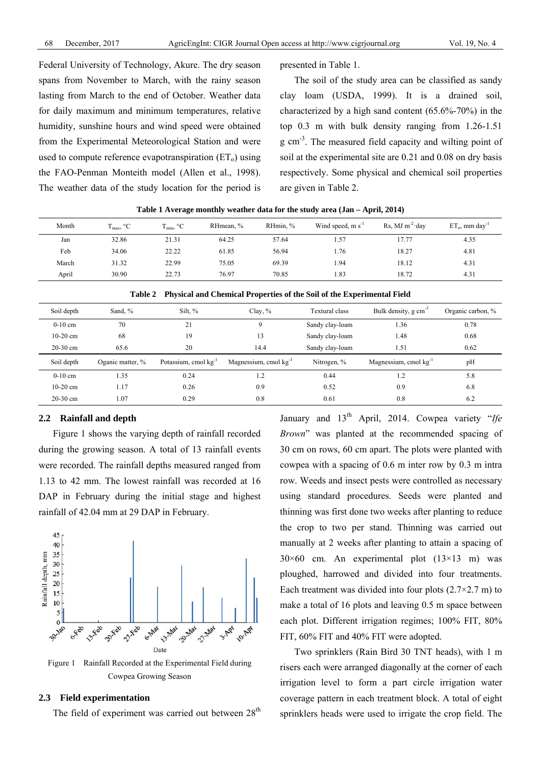Federal University of Technology, Akure. The dry season spans from November to March, with the rainy season lasting from March to the end of October. Weather data for daily maximum and minimum temperatures, relative humidity, sunshine hours and wind speed were obtained from the Experimental Meteorological Station and were used to compute reference evapotranspiration ($ET_o$) using the FAO-Penman Monteith model (Allen et al., 1998). The weather data of the study location for the period is presented in Table 1.

The soil of the study area can be classified as sandy clay loam (USDA, 1999). It is a drained soil, characterized by a high sand content (65.6%-70%) in the top 0.3 m with bulk density ranging from 1.26-1.51 g $cm^{-3}$. The measured field capacity and wilting point of soil at the experimental site are 0.21 and 0.08 on dry basis respectively. Some physical and chemical soil properties are given in Table 2.

**Table 1 Average monthly weather data for the study area (Jan – April, 2014)**

| Month | $T_{max}$, °C | $T_{min}$, °C | RHmean, % | RHmin, % | Wind speed, m $s^{-1}$ | Rs, MJ $m^{-2}$·day | $ET_o$, mm $day^{-1}$ |
|---|---|---|---|---|---|---|---|
| Jan | 32.86 | 21.31 | 64.25 | 57.64 | 1.57 | 17.77 | 4.35 |
| Feb | 34.06 | 22.22 | 61.85 | 56.94 | 1.76 | 18.27 | 4.81 |
| March | 31.32 | 22.99 | 75.05 | 69.39 | 1.94 | 18.12 | 4.31 |
| April | 30.90 | 22.73 | 76.97 | 70.85 | 1.83 | 18.72 | 4.31 |

**Table 2 Physical and Chemical Properties of the Soil of the Experimental Field**

| Soil depth | Sand, % | Silt, % | Clay, % | Textural class | Bulk density, g $cm^{-3}$ | Organic carbon, % |
|---|---|---|---|---|---|---|
| 0-10 cm | 70 | 21 | 9 | Sandy clay-loam | 1.36 | 0.78 |
| 10-20 cm | 68 | 19 | 13 | Sandy clay-loam | 1.48 | 0.68 |
| 20-30 cm | 65.6 | 20 | 14.4 | Sandy clay-loam | 1.51 | 0.62 |
| **Soil depth** | **Oganic matter, %** | **Potassium, cmol $kg^{-1}$** | **Magnessium, cmol $kg^{-1}$** | **Nitrogen, %** | **Magnessium, cmol $kg^{-1}$** | **pH** |
| 0-10 cm | 1.35 | 0.24 | 1.2 | 0.44 | 1.2 | 5.8 |
| 10-20 cm | 1.17 | 0.26 | 0.9 | 0.52 | 0.9 | 6.8 |
| 20-30 cm | 1.07 | 0.29 | 0.8 | 0.61 | 0.8 | 6.2 |

## 2.2 Rainfall and depth

Figure 1 shows the varying depth of rainfall recorded during the growing season. A total of 13 rainfall events were recorded. The rainfall depths measured ranged from 1.13 to 42 mm. The lowest rainfall was recorded at 16 DAP in February during the initial stage and highest rainfall of 42.04 mm at 29 DAP in February.

Figure 1 Rainfall Recorded at the Experimental Field during Cowpea Growing Season

## 2.3 Field experimentation

The field of experiment was carried out between 28th January and 13th April, 2014. Cowpea variety "*Ife Brown*" was planted at the recommended spacing of 30 cm on rows, 60 cm apart. The plots were planted with cowpea with a spacing of 0.6 m inter row by 0.3 m intra row. Weeds and insect pests were controlled as necessary using standard procedures. Seeds were planted and thinning was first done two weeks after planting to reduce the crop to two per stand. Thinning was carried out manually at 2 weeks after planting to attain a spacing of 30×60 cm. An experimental plot (13×13 m) was ploughed, harrowed and divided into four treatments. Each treatment was divided into four plots (2.7×2.7 m) to make a total of 16 plots and leaving 0.5 m space between each plot. Different irrigation regimes; 100% FIT, 80% FIT, 60% FIT and 40% FIT were adopted.

Two sprinklers (Rain Bird 30 TNT heads), with 1 m risers each were arranged diagonally at the corner of each irrigation level to form a part circle irrigation water coverage pattern in each treatment block. A total of eight sprinklers heads were used to irrigate the crop field. The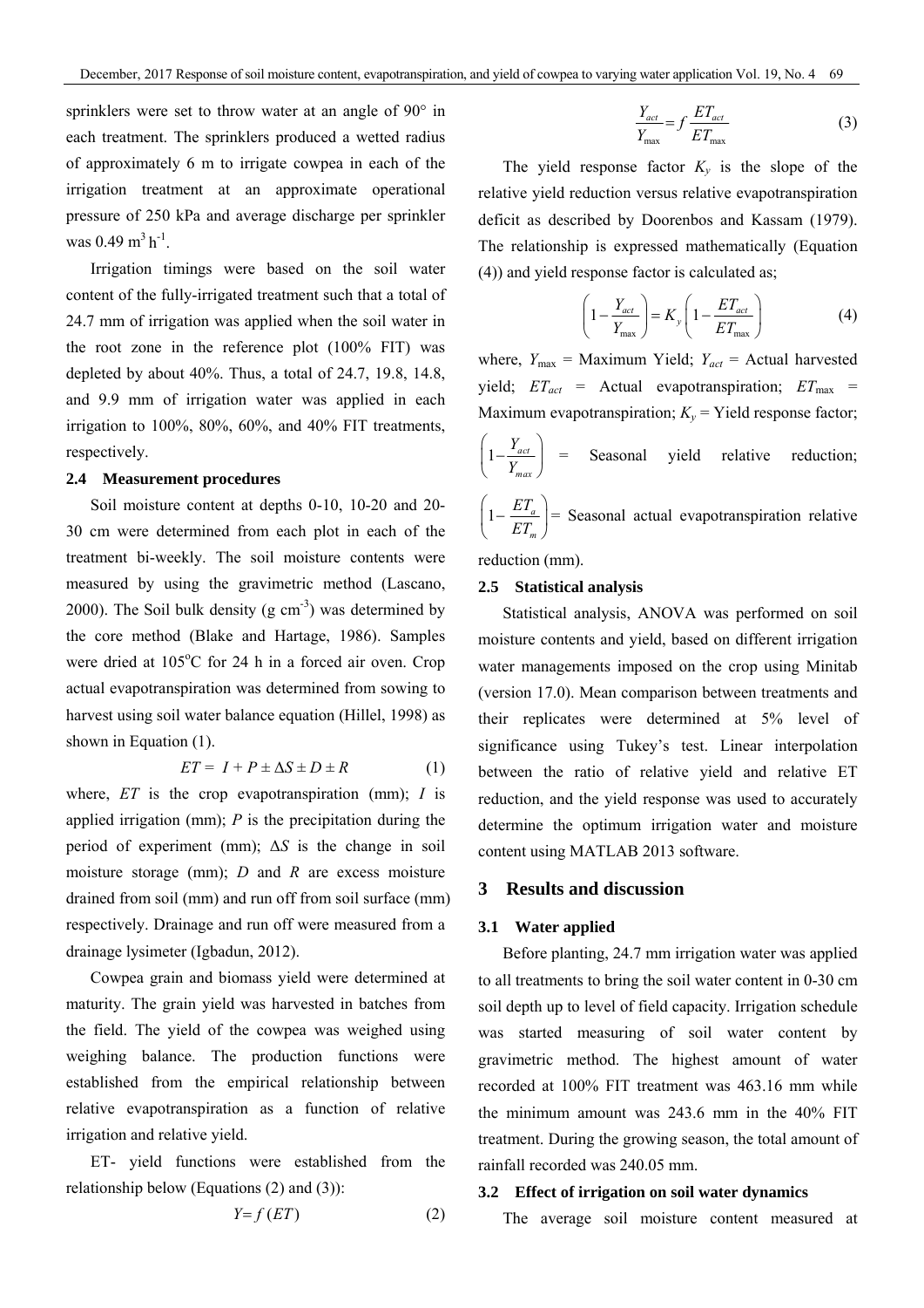sprinklers were set to throw water at an angle of 90° in each treatment. The sprinklers produced a wetted radius of approximately 6 m to irrigate cowpea in each of the irrigation treatment at an approximate operational pressure of 250 kPa and average discharge per sprinkler was 0.49 $m^3 h^{-1}$.

Irrigation timings were based on the soil water content of the fully-irrigated treatment such that a total of 24.7 mm of irrigation was applied when the soil water in the root zone in the reference plot (100% FIT) was depleted by about 40%. Thus, a total of 24.7, 19.8, 14.8, and 9.9 mm of irrigation water was applied in each irrigation to 100%, 80%, 60%, and 40% FIT treatments, respectively.

### 2.4 Measurement procedures

Soil moisture content at depths 0-10, 10-20 and 20-30 cm were determined from each plot in each of the treatment bi-weekly. The soil moisture contents were measured by using the gravimetric method (Lascano, 2000). The Soil bulk density (g $cm^{-3}$) was determined by the core method (Blake and Hartage, 1986). Samples were dried at 105°C for 24 h in a forced air oven. Crop actual evapotranspiration was determined from sowing to harvest using soil water balance equation (Hillel, 1998) as shown in Equation (1).

$$ET = I + P \pm \Delta S \pm D \pm R \quad (1)$$

where, $ET$ is the crop evapotranspiration (mm); $I$ is applied irrigation (mm); $P$ is the precipitation during the period of experiment (mm); $\Delta S$ is the change in soil moisture storage (mm); $D$ and $R$ are excess moisture drained from soil (mm) and run off from soil surface (mm) respectively. Drainage and run off were measured from a drainage lysimeter (Igbadun, 2012).

Cowpea grain and biomass yield were determined at maturity. The grain yield was harvested in batches from the field. The yield of the cowpea was weighed using weighing balance. The production functions were established from the empirical relationship between relative evapotranspiration as a function of relative irrigation and relative yield.

ET- yield functions were established from the relationship below (Equations (2) and (3)):

$$Y = f\,(ET) \quad (2)$$

$$\frac{Y_{act}}{Y_{\max}} = f\,\frac{ET_{act}}{ET_{\max}} \quad (3)$$

The yield response factor $K_y$ is the slope of the relative yield reduction versus relative evapotranspiration deficit as described by Doorenbos and Kassam (1979). The relationship is expressed mathematically (Equation (4)) and yield response factor is calculated as;

$$\left(1-\frac{Y_{act}}{Y_{\max}}\right) = K_y\left(1-\frac{ET_{act}}{ET_{\max}}\right) \quad (4)$$

where, $Y_{\max}$ = Maximum Yield; $Y_{act}$ = Actual harvested yield; $ET_{act}$ = Actual evapotranspiration; $ET_{\max}$ = Maximum evapotranspiration; $K_y$ = Yield response factor; $\left(1-\frac{Y_{act}}{Y_{max}}\right)$ = Seasonal yield relative reduction; $\left(1-\frac{ET_a}{ET_m}\right)$ = Seasonal actual evapotranspiration relative reduction (mm).

### 2.5 Statistical analysis

Statistical analysis, ANOVA was performed on soil moisture contents and yield, based on different irrigation water managements imposed on the crop using Minitab (version 17.0). Mean comparison between treatments and their replicates were determined at 5% level of significance using Tukey's test. Linear interpolation between the ratio of relative yield and relative ET reduction, and the yield response was used to accurately determine the optimum irrigation water and moisture content using MATLAB 2013 software.

## 3 Results and discussion

### 3.1 Water applied

Before planting, 24.7 mm irrigation water was applied to all treatments to bring the soil water content in 0-30 cm soil depth up to level of field capacity. Irrigation schedule was started measuring of soil water content by gravimetric method. The highest amount of water recorded at 100% FIT treatment was 463.16 mm while the minimum amount was 243.6 mm in the 40% FIT treatment. During the growing season, the total amount of rainfall recorded was 240.05 mm.

### 3.2 Effect of irrigation on soil water dynamics

The average soil moisture content measured at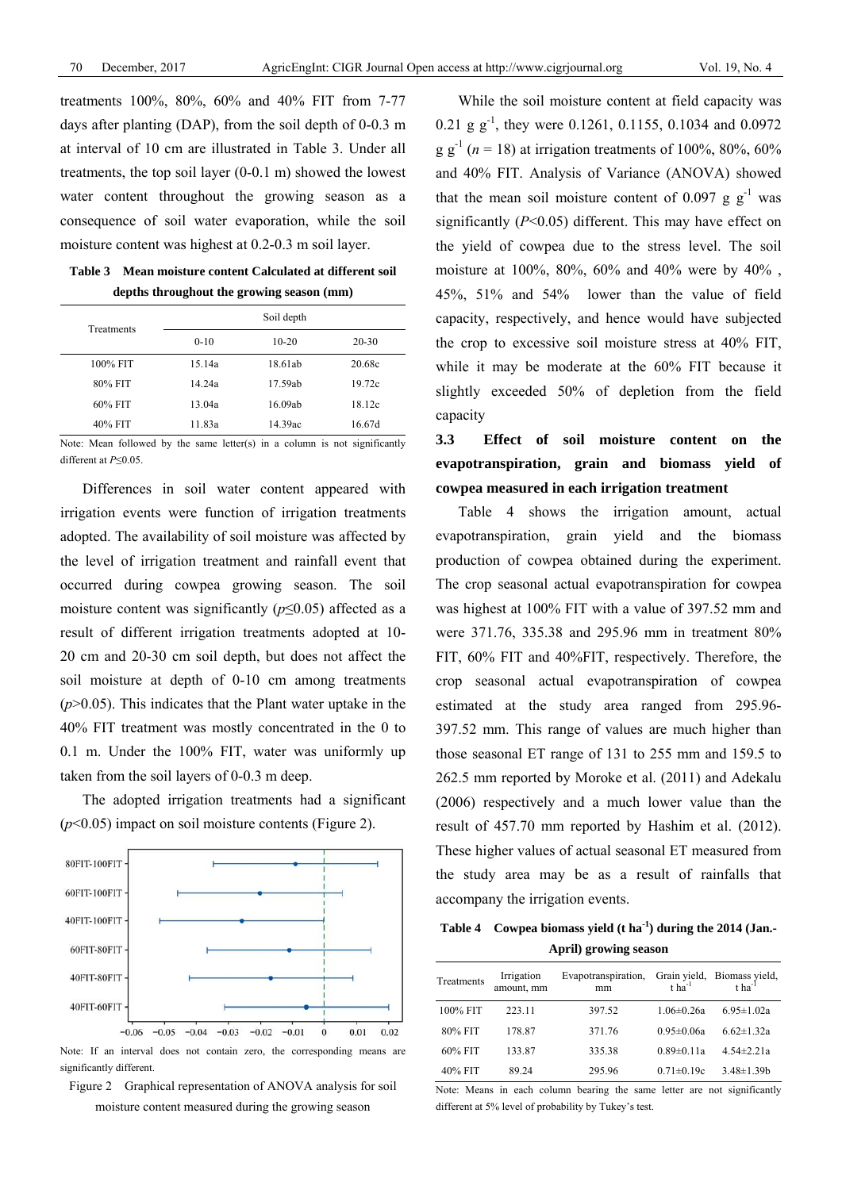treatments 100%, 80%, 60% and 40% FIT from 7-77 days after planting (DAP), from the soil depth of 0-0.3 m at interval of 10 cm are illustrated in Table 3. Under all treatments, the top soil layer (0-0.1 m) showed the lowest water content throughout the growing season as a consequence of soil water evaporation, while the soil moisture content was highest at 0.2-0.3 m soil layer.

**Table 3 Mean moisture content Calculated at different soil depths throughout the growing season (mm)**

| Treatments | Soil depth | | |
|---|---|---|---|
| | 0-10 | 10-20 | 20-30 |
| 100% FIT | 15.14a | 18.61ab | 20.68c |
| 80% FIT | 14.24a | 17.59ab | 19.72c |
| 60% FIT | 13.04a | 16.09ab | 18.12c |
| 40% FIT | 11.83a | 14.39ac | 16.67d |

Note: Mean followed by the same letter(s) in a column is not significantly different at $P \leq 0.05$.

Differences in soil water content appeared with irrigation events were function of irrigation treatments adopted. The availability of soil moisture was affected by the level of irrigation treatment and rainfall event that occurred during cowpea growing season. The soil moisture content was significantly ($p \leq 0.05$) affected as a result of different irrigation treatments adopted at 10-20 cm and 20-30 cm soil depth, but does not affect the soil moisture at depth of 0-10 cm among treatments ($p > 0.05$). This indicates that the Plant water uptake in the 40% FIT treatment was mostly concentrated in the 0 to 0.1 m. Under the 100% FIT, water was uniformly up taken from the soil layers of 0-0.3 m deep.

The adopted irrigation treatments had a significant ($p < 0.05$) impact on soil moisture contents (Figure 2).

Note: If an interval does not contain zero, the corresponding means are significantly different.

Figure 2 Graphical representation of ANOVA analysis for soil moisture content measured during the growing season

While the soil moisture content at field capacity was 0.21 g $g^{-1}$, they were 0.1261, 0.1155, 0.1034 and 0.0972 g $g^{-1}$ ($n$ = 18) at irrigation treatments of 100%, 80%, 60% and 40% FIT. Analysis of Variance (ANOVA) showed that the mean soil moisture content of 0.097 g $g^{-1}$ was significantly ($P < 0.05$) different. This may have effect on the yield of cowpea due to the stress level. The soil moisture at 100%, 80%, 60% and 40% were by 40% , 45%, 51% and 54% lower than the value of field capacity, respectively, and hence would have subjected the crop to excessive soil moisture stress at 40% FIT, while it may be moderate at the 60% FIT because it slightly exceeded 50% of depletion from the field capacity

### 3.3 Effect of soil moisture content on the evapotranspiration, grain and biomass yield of cowpea measured in each irrigation treatment

Table 4 shows the irrigation amount, actual evapotranspiration, grain yield and the biomass production of cowpea obtained during the experiment. The crop seasonal actual evapotranspiration for cowpea was highest at 100% FIT with a value of 397.52 mm and were 371.76, 335.38 and 295.96 mm in treatment 80% FIT, 60% FIT and 40%FIT, respectively. Therefore, the crop seasonal actual evapotranspiration of cowpea estimated at the study area ranged from 295.96-397.52 mm. This range of values are much higher than those seasonal ET range of 131 to 255 mm and 159.5 to 262.5 mm reported by Moroke et al. (2011) and Adekalu (2006) respectively and a much lower value than the result of 457.70 mm reported by Hashim et al. (2012). These higher values of actual seasonal ET measured from the study area may be as a result of rainfalls that accompany the irrigation events.

**Table 4 Cowpea biomass yield (t $ha^{-1}$) during the 2014 (Jan.-April) growing season**

| Treatments | Irrigation amount, mm | Evapotranspiration, mm | Grain yield, t $ha^{-1}$ | Biomass yield, t $ha^{-1}$ |
|---|---|---|---|---|
| 100% FIT | 223.11 | 397.52 | 1.06±0.26a | 6.95±1.02a |
| 80% FIT | 178.87 | 371.76 | 0.95±0.06a | 6.62±1.32a |
| 60% FIT | 133.87 | 335.38 | 0.89±0.11a | 4.54±2.21a |
| 40% FIT | 89.24 | 295.96 | 0.71±0.19c | 3.48±1.39b |

Note: Means in each column bearing the same letter are not significantly different at 5% level of probability by Tukey's test.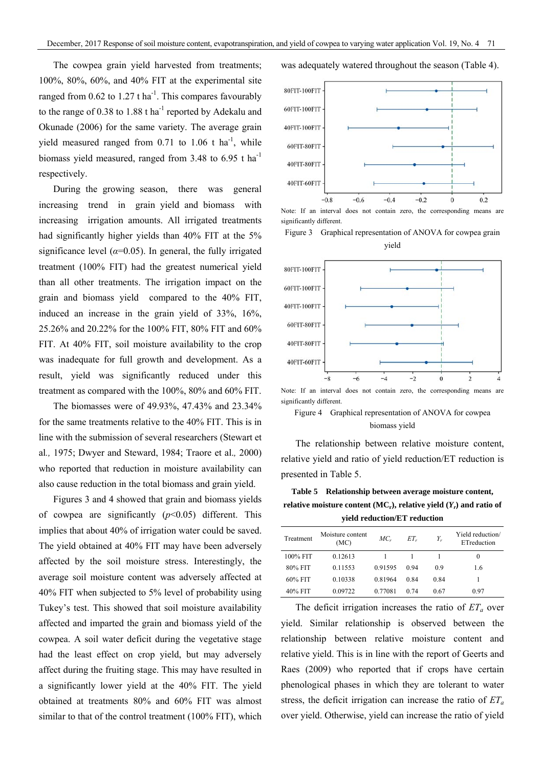The cowpea grain yield harvested from treatments; 100%, 80%, 60%, and 40% FIT at the experimental site ranged from 0.62 to 1.27 t ha$^{-1}$. This compares favourably to the range of 0.38 to 1.88 t ha$^{-1}$ reported by Adekalu and Okunade (2006) for the same variety. The average grain yield measured ranged from 0.71 to 1.06 t ha$^{-1}$, while biomass yield measured, ranged from 3.48 to 6.95 t ha$^{-1}$ respectively.

During the growing season, there was general increasing trend in grain yield and biomass with increasing irrigation amounts. All irrigated treatments had significantly higher yields than 40% FIT at the 5% significance level ($\alpha$=0.05). In general, the fully irrigated treatment (100% FIT) had the greatest numerical yield than all other treatments. The irrigation impact on the grain and biomass yield compared to the 40% FIT, induced an increase in the grain yield of 33%, 16%, 25.26% and 20.22% for the 100% FIT, 80% FIT and 60% FIT. At 40% FIT, soil moisture availability to the crop was inadequate for full growth and development. As a result, yield was significantly reduced under this treatment as compared with the 100%, 80% and 60% FIT.

The biomasses were of 49.93%, 47.43% and 23.34% for the same treatments relative to the 40% FIT. This is in line with the submission of several researchers (Stewart et al., 1975; Dwyer and Steward, 1984; Traore et al., 2000) who reported that reduction in moisture availability can also cause reduction in the total biomass and grain yield.

Figures 3 and 4 showed that grain and biomass yields of cowpea are significantly ($p$<0.05) different. This implies that about 40% of irrigation water could be saved. The yield obtained at 40% FIT may have been adversely affected by the soil moisture stress. Interestingly, the average soil moisture content was adversely affected at 40% FIT when subjected to 5% level of probability using Tukey's test. This showed that soil moisture availability affected and imparted the grain and biomass yield of the cowpea. A soil water deficit during the vegetative stage had the least effect on crop yield, but may adversely affect during the fruiting stage. This may have resulted in a significantly lower yield at the 40% FIT. The yield obtained at treatments 80% and 60% FIT was almost similar to that of the control treatment (100% FIT), which was adequately watered throughout the season (Table 4).

Note: If an interval does not contain zero, the corresponding means are significantly different.

Figure 3 Graphical representation of ANOVA for cowpea grain yield

Note: If an interval does not contain zero, the corresponding means are significantly different.

Figure 4 Graphical representation of ANOVA for cowpea biomass yield

The relationship between relative moisture content, relative yield and ratio of yield reduction/ET reduction is presented in Table 5.

**Table 5 Relationship between average moisture content, relative moisture content ($MC_r$), relative yield ($Y_r$) and ratio of yield reduction/ET reduction**

| Treatment | Moisture content (MC) | $MC_r$ | $ET_r$ | $Y_r$ | Yield reduction/ ETreduction |
|---|---|---|---|---|---|
| 100% FIT | 0.12613 | 1 | 1 | 1 | 0 |
| 80% FIT | 0.11553 | 0.91595 | 0.94 | 0.9 | 1.6 |
| 60% FIT | 0.10338 | 0.81964 | 0.84 | 0.84 | 1 |
| 40% FIT | 0.09722 | 0.77081 | 0.74 | 0.67 | 0.97 |

The deficit irrigation increases the ratio of $ET_a$ over yield. Similar relationship is observed between the relationship between relative moisture content and relative yield. This is in line with the report of Geerts and Raes (2009) who reported that if crops have certain phenological phases in which they are tolerant to water stress, the deficit irrigation can increase the ratio of $ET_a$ over yield. Otherwise, yield can increase the ratio of yield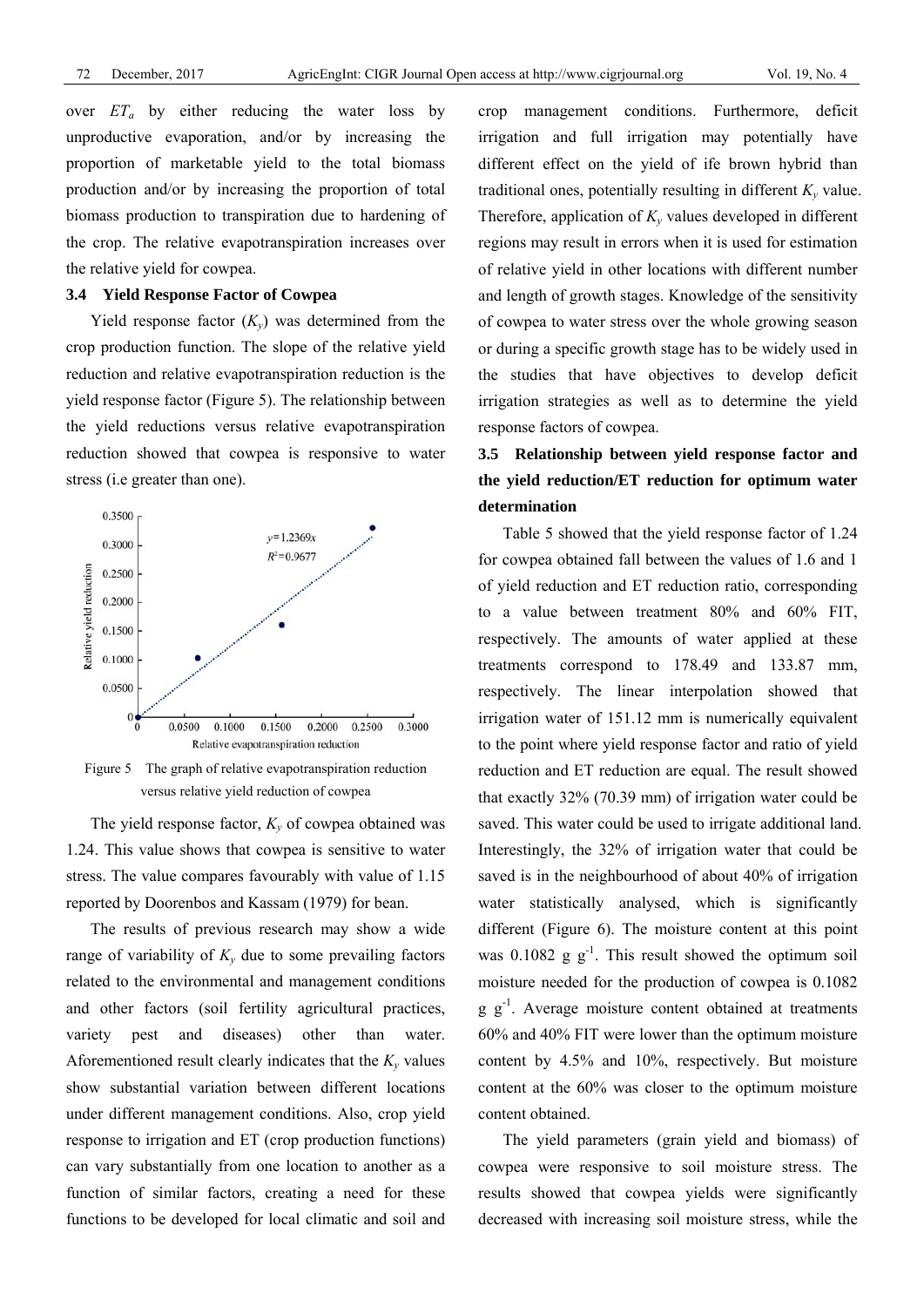over $ET_a$ by either reducing the water loss by unproductive evaporation, and/or by increasing the proportion of marketable yield to the total biomass production and/or by increasing the proportion of total biomass production to transpiration due to hardening of the crop. The relative evapotranspiration increases over the relative yield for cowpea.

### 3.4 Yield Response Factor of Cowpea

Yield response factor ($K_y$) was determined from the crop production function. The slope of the relative yield reduction and relative evapotranspiration reduction is the yield response factor (Figure 5). The relationship between the yield reductions versus relative evapotranspiration reduction showed that cowpea is responsive to water stress (i.e greater than one).

Figure 5 The graph of relative evapotranspiration reduction versus relative yield reduction of cowpea

The yield response factor, $K_y$ of cowpea obtained was 1.24. This value shows that cowpea is sensitive to water stress. The value compares favourably with value of 1.15 reported by Doorenbos and Kassam (1979) for bean.

The results of previous research may show a wide range of variability of $K_y$ due to some prevailing factors related to the environmental and management conditions and other factors (soil fertility agricultural practices, variety pest and diseases) other than water. Aforementioned result clearly indicates that the $K_y$ values show substantial variation between different locations under different management conditions. Also, crop yield response to irrigation and ET (crop production functions) can vary substantially from one location to another as a function of similar factors, creating a need for these functions to be developed for local climatic and soil and crop management conditions. Furthermore, deficit irrigation and full irrigation may potentially have different effect on the yield of ife brown hybrid than traditional ones, potentially resulting in different $K_y$ value. Therefore, application of $K_y$ values developed in different regions may result in errors when it is used for estimation of relative yield in other locations with different number and length of growth stages. Knowledge of the sensitivity of cowpea to water stress over the whole growing season or during a specific growth stage has to be widely used in the studies that have objectives to develop deficit irrigation strategies as well as to determine the yield response factors of cowpea.

### 3.5 Relationship between yield response factor and the yield reduction/ET reduction for optimum water determination

Table 5 showed that the yield response factor of 1.24 for cowpea obtained fall between the values of 1.6 and 1 of yield reduction and ET reduction ratio, corresponding to a value between treatment 80% and 60% FIT, respectively. The amounts of water applied at these treatments correspond to 178.49 and 133.87 mm, respectively. The linear interpolation showed that irrigation water of 151.12 mm is numerically equivalent to the point where yield response factor and ratio of yield reduction and ET reduction are equal. The result showed that exactly 32% (70.39 mm) of irrigation water could be saved. This water could be used to irrigate additional land. Interestingly, the 32% of irrigation water that could be saved is in the neighbourhood of about 40% of irrigation water statistically analysed, which is significantly different (Figure 6). The moisture content at this point was 0.1082 g $g^{-1}$. This result showed the optimum soil moisture needed for the production of cowpea is 0.1082 g $g^{-1}$. Average moisture content obtained at treatments 60% and 40% FIT were lower than the optimum moisture content by 4.5% and 10%, respectively. But moisture content at the 60% was closer to the optimum moisture content obtained.

The yield parameters (grain yield and biomass) of cowpea were responsive to soil moisture stress. The results showed that cowpea yields were significantly decreased with increasing soil moisture stress, while the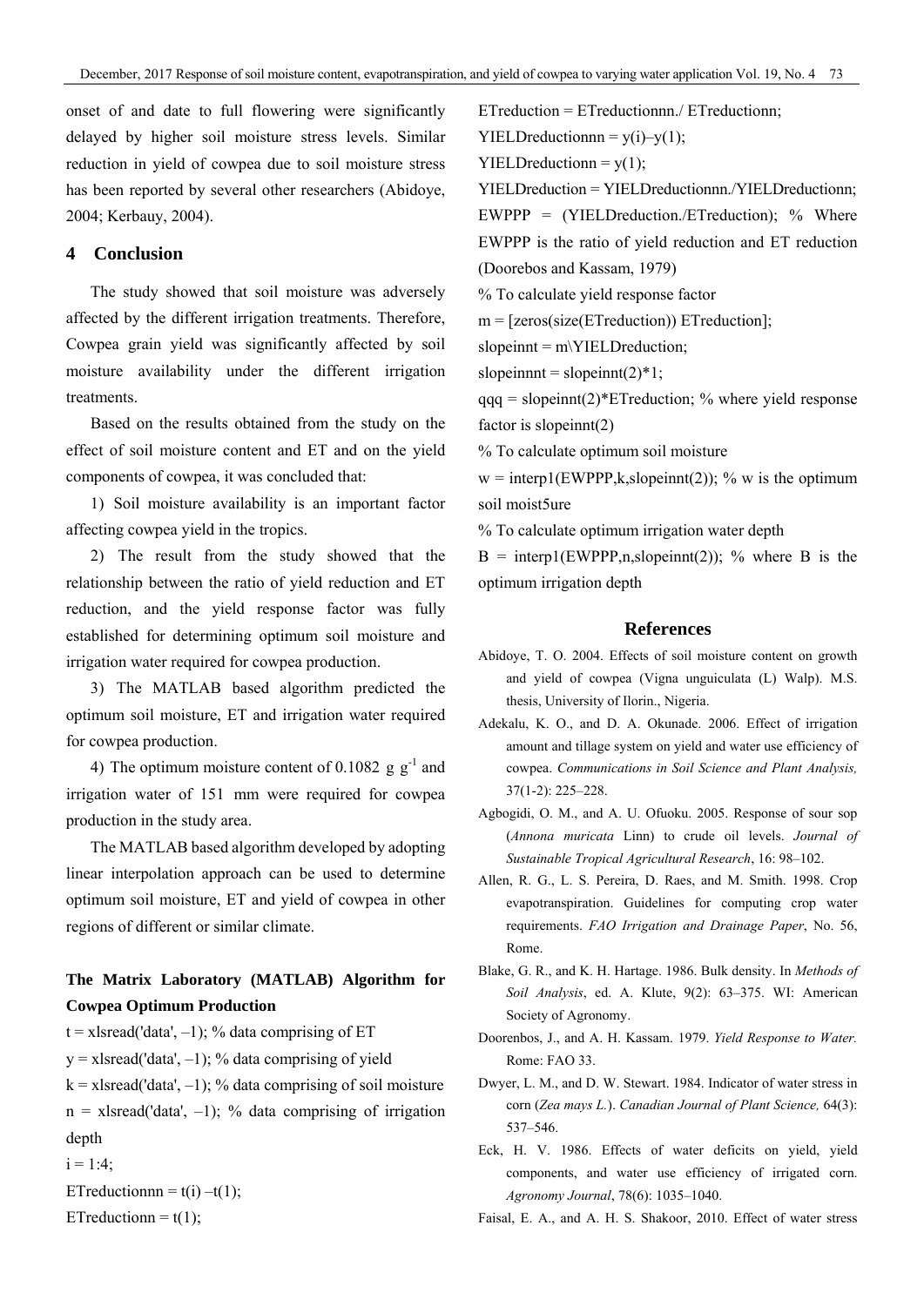onset of and date to full flowering were significantly delayed by higher soil moisture stress levels. Similar reduction in yield of cowpea due to soil moisture stress has been reported by several other researchers (Abidoye, 2004; Kerbauy, 2004).

## 4 Conclusion

The study showed that soil moisture was adversely affected by the different irrigation treatments. Therefore, Cowpea grain yield was significantly affected by soil moisture availability under the different irrigation treatments.

Based on the results obtained from the study on the effect of soil moisture content and ET and on the yield components of cowpea, it was concluded that:

1) Soil moisture availability is an important factor affecting cowpea yield in the tropics.

2) The result from the study showed that the relationship between the ratio of yield reduction and ET reduction, and the yield response factor was fully established for determining optimum soil moisture and irrigation water required for cowpea production.

3) The MATLAB based algorithm predicted the optimum soil moisture, ET and irrigation water required for cowpea production.

4) The optimum moisture content of 0.1082 g g$^{-1}$ and irrigation water of 151 mm were required for cowpea production in the study area.

The MATLAB based algorithm developed by adopting linear interpolation approach can be used to determine optimum soil moisture, ET and yield of cowpea in other regions of different or similar climate.

### The Matrix Laboratory (MATLAB) Algorithm for Cowpea Optimum Production

```
t = xlsread('data', –1); % data comprising of ET
y = xlsread('data', –1); % data comprising of yield
k = xlsread('data', –1); % data comprising of soil moisture
n = xlsread('data', –1); % data comprising of irrigation depth
i = 1:4;
ETreductionnn = t(i) –t(1);
ETreductionn = t(1);
ETreduction = ETreductionnn./ ETreductionn;
YIELDreductionnn = y(i)–y(1);
YIELDreductionn = y(1);
YIELDreduction = YIELDreductionnn./YIELDreductionn;
EWPPP = (YIELDreduction./ETreduction); % Where EWPPP is the ratio of yield reduction and ET reduction (Doorebos and Kassam, 1979)
% To calculate yield response factor
m = [zeros(size(ETreduction)) ETreduction];
slopeinnt = m\YIELDreduction;
slopeinnnt = slopeinnt(2)*1;
qqq = slopeinnt(2)*ETreduction; % where yield response factor is slopeinnt(2)
% To calculate optimum soil moisture
w = interp1(EWPPP,k,slopeinnt(2)); % w is the optimum soil moist5ure
% To calculate optimum irrigation water depth
B = interp1(EWPPP,n,slopeinnt(2)); % where B is the optimum irrigation depth
```

## References

Abidoye, T. O. 2004. Effects of soil moisture content on growth and yield of cowpea (Vigna unguiculata (L) Walp). M.S. thesis, University of Ilorin., Nigeria.

Adekalu, K. O., and D. A. Okunade. 2006. Effect of irrigation amount and tillage system on yield and water use efficiency of cowpea. *Communications in Soil Science and Plant Analysis,* 37(1-2): 225–228.

Agbogidi, O. M., and A. U. Ofuoku. 2005. Response of sour sop (*Annona muricata* Linn) to crude oil levels. *Journal of Sustainable Tropical Agricultural Research*, 16: 98–102.

Allen, R. G., L. S. Pereira, D. Raes, and M. Smith. 1998. Crop evapotranspiration. Guidelines for computing crop water requirements. *FAO Irrigation and Drainage Paper*, No. 56, Rome.

Blake, G. R., and K. H. Hartage. 1986. Bulk density. In *Methods of Soil Analysis*, ed. A. Klute, 9(2): 63–375. WI: American Society of Agronomy.

Doorenbos, J., and A. H. Kassam. 1979. *Yield Response to Water.* Rome: FAO 33.

Dwyer, L. M., and D. W. Stewart. 1984. Indicator of water stress in corn (*Zea mays L.*). *Canadian Journal of Plant Science,* 64(3): 537–546.

Eck, H. V. 1986. Effects of water deficits on yield, yield components, and water use efficiency of irrigated corn. *Agronomy Journal*, 78(6): 1035–1040.

Faisal, E. A., and A. H. S. Shakoor, 2010. Effect of water stress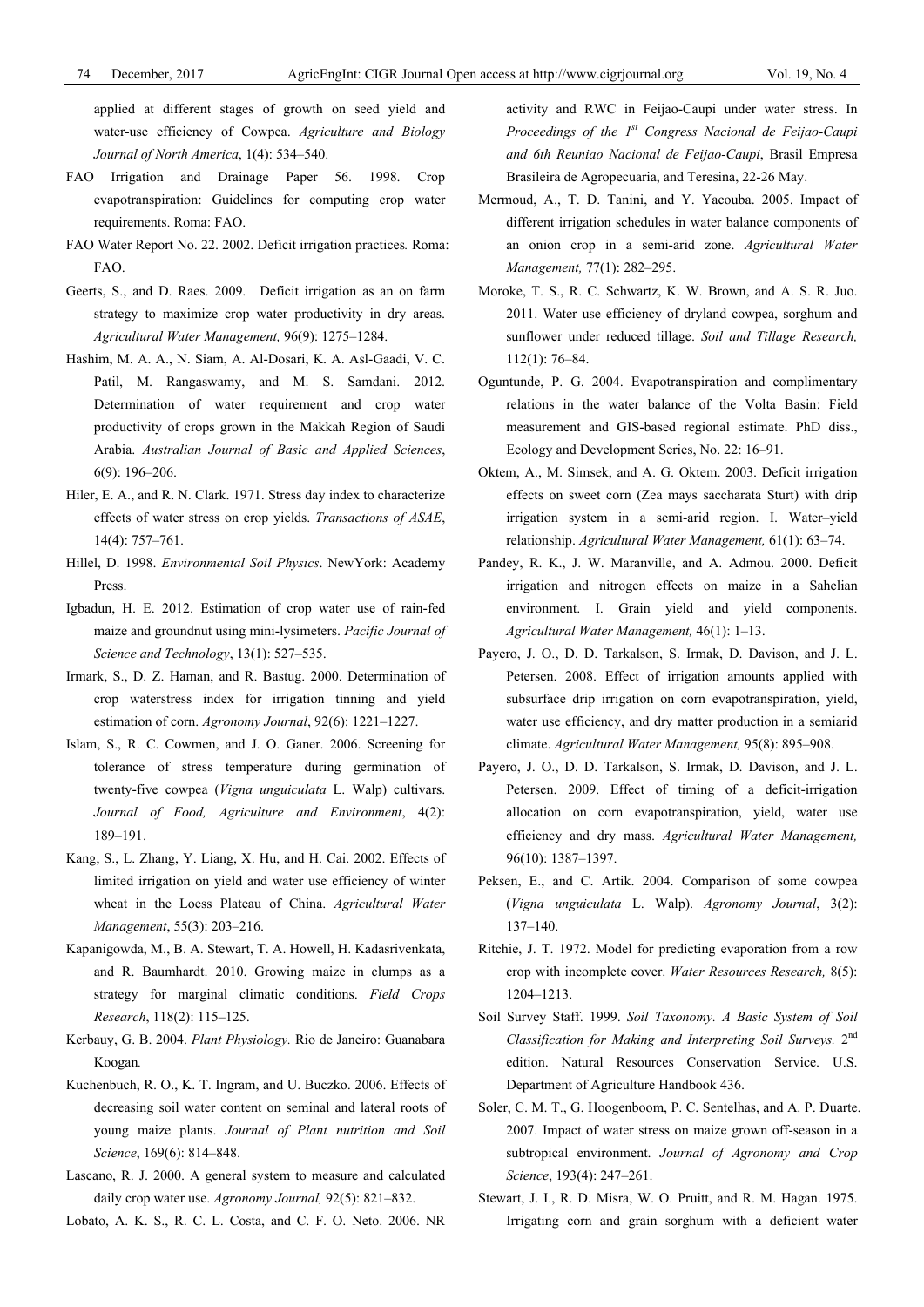applied at different stages of growth on seed yield and water-use efficiency of Cowpea. *Agriculture and Biology Journal of North America*, 1(4): 534–540.

FAO Irrigation and Drainage Paper 56. 1998. Crop evapotranspiration: Guidelines for computing crop water requirements. Roma: FAO.

FAO Water Report No. 22. 2002. Deficit irrigation practices*.* Roma: FAO.

Geerts, S., and D. Raes. 2009. Deficit irrigation as an on farm strategy to maximize crop water productivity in dry areas. *Agricultural Water Management,* 96(9): 1275–1284.

Hashim, M. A. A., N. Siam, A. Al-Dosari, K. A. Asl-Gaadi, V. C. Patil, M. Rangaswamy, and M. S. Samdani. 2012. Determination of water requirement and crop water productivity of crops grown in the Makkah Region of Saudi Arabia. *Australian Journal of Basic and Applied Sciences*, 6(9): 196–206.

Hiler, E. A., and R. N. Clark. 1971. Stress day index to characterize effects of water stress on crop yields. *Transactions of ASAE*, 14(4): 757–761.

Hillel, D. 1998. *Environmental Soil Physics*. NewYork: Academy Press.

Igbadun, H. E. 2012. Estimation of crop water use of rain-fed maize and groundnut using mini-lysimeters. *Pacific Journal of Science and Technology*, 13(1): 527–535.

Irmark, S., D. Z. Haman, and R. Bastug. 2000. Determination of crop waterstress index for irrigation tinning and yield estimation of corn. *Agronomy Journal*, 92(6): 1221–1227.

Islam, S., R. C. Cowmen, and J. O. Ganer. 2006. Screening for tolerance of stress temperature during germination of twenty-five cowpea (*Vigna unguiculata* L. Walp) cultivars. *Journal of Food, Agriculture and Environment*, 4(2): 189–191.

Kang, S., L. Zhang, Y. Liang, X. Hu, and H. Cai. 2002. Effects of limited irrigation on yield and water use efficiency of winter wheat in the Loess Plateau of China. *Agricultural Water Management*, 55(3): 203–216.

Kapanigowda, M., B. A. Stewart, T. A. Howell, H. Kadasrivenkata, and R. Baumhardt. 2010. Growing maize in clumps as a strategy for marginal climatic conditions. *Field Crops Research*, 118(2): 115–125.

Kerbauy, G. B. 2004. *Plant Physiology.* Rio de Janeiro: Guanabara Koogan*.*

Kuchenbuch, R. O., K. T. Ingram, and U. Buczko. 2006. Effects of decreasing soil water content on seminal and lateral roots of young maize plants. *Journal of Plant nutrition and Soil Science*, 169(6): 814–848.

Lascano, R. J. 2000. A general system to measure and calculated daily crop water use. *Agronomy Journal,* 92(5): 821–832.

Lobato, A. K. S., R. C. L. Costa, and C. F. O. Neto. 2006. NR activity and RWC in Feijao-Caupi under water stress. In *Proceedings of the 1st Congress Nacional de Feijao-Caupi and 6th Reuniao Nacional de Feijao-Caupi*, Brasil Empresa Brasileira de Agropecuaria, and Teresina, 22-26 May.

Mermoud, A., T. D. Tanini, and Y. Yacouba. 2005. Impact of different irrigation schedules in water balance components of an onion crop in a semi-arid zone. *Agricultural Water Management,* 77(1): 282–295.

Moroke, T. S., R. C. Schwartz, K. W. Brown, and A. S. R. Juo. 2011. Water use efficiency of dryland cowpea, sorghum and sunflower under reduced tillage. *Soil and Tillage Research,* 112(1): 76–84.

Oguntunde, P. G. 2004. Evapotranspiration and complimentary relations in the water balance of the Volta Basin: Field measurement and GIS-based regional estimate. PhD diss., Ecology and Development Series, No. 22: 16–91.

Oktem, A., M. Simsek, and A. G. Oktem. 2003. Deficit irrigation effects on sweet corn (Zea mays saccharata Sturt) with drip irrigation system in a semi-arid region. I. Water–yield relationship. *Agricultural Water Management,* 61(1): 63–74.

Pandey, R. K., J. W. Maranville, and A. Admou. 2000. Deficit irrigation and nitrogen effects on maize in a Sahelian environment. I. Grain yield and yield components. *Agricultural Water Management,* 46(1): 1–13.

Payero, J. O., D. D. Tarkalson, S. Irmak, D. Davison, and J. L. Petersen. 2008. Effect of irrigation amounts applied with subsurface drip irrigation on corn evapotranspiration, yield, water use efficiency, and dry matter production in a semiarid climate. *Agricultural Water Management,* 95(8): 895–908.

Payero, J. O., D. D. Tarkalson, S. Irmak, D. Davison, and J. L. Petersen. 2009. Effect of timing of a deficit-irrigation allocation on corn evapotranspiration, yield, water use efficiency and dry mass. *Agricultural Water Management,* 96(10): 1387–1397.

Peksen, E., and C. Artik. 2004. Comparison of some cowpea (*Vigna unguiculata* L. Walp). *Agronomy Journal*, 3(2): 137–140.

Ritchie, J. T. 1972. Model for predicting evaporation from a row crop with incomplete cover. *Water Resources Research,* 8(5): 1204–1213.

Soil Survey Staff. 1999. *Soil Taxonomy. A Basic System of Soil Classification for Making and Interpreting Soil Surveys.* 2nd edition. Natural Resources Conservation Service. U.S. Department of Agriculture Handbook 436.

Soler, C. M. T., G. Hoogenboom, P. C. Sentelhas, and A. P. Duarte. 2007. Impact of water stress on maize grown off-season in a subtropical environment. *Journal of Agronomy and Crop Science*, 193(4): 247–261.

Stewart, J. I., R. D. Misra, W. O. Pruitt, and R. M. Hagan. 1975. Irrigating corn and grain sorghum with a deficient water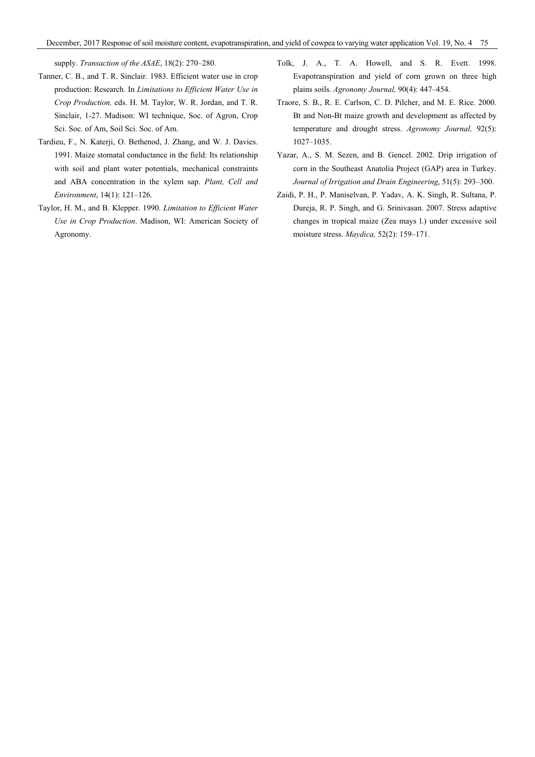supply. *Transaction of the ASAE*, 18(2): 270–280.

Tanner, C. B., and T. R. Sinclair. 1983. Efficient water use in crop production: Research. In *Limitations to Efficient Water Use in Crop Production,* eds. H. M. Taylor, W. R. Jordan, and T. R. Sinclair, 1-27. Madison: WI technique, Soc. of Agron, Crop Sci. Soc. of Am, Soil Sci. Soc. of Am.

Tardieu, F., N. Katerji, O. Bethenod, J. Zhang, and W. J. Davies. 1991. Maize stomatal conductance in the field: Its relationship with soil and plant water potentials, mechanical constraints and ABA concentration in the xylem sap. *Plant, Cell and Environment*, 14(1): 121–126.

Taylor, H. M., and B. Klepper. 1990. *Limitation to Efficient Water Use in Crop Production*. Madison, WI: American Society of Agronomy.

Tolk, J. A., T. A. Howell, and S. R. Evett. 1998. Evapotranspiration and yield of corn grown on three high plains soils. *Agronomy Journal,* 90(4): 447–454.

Traore, S. B., R. E. Carlson, C. D. Pilcher, and M. E. Rice. 2000. Bt and Non-Bt maize growth and development as affected by temperature and drought stress. *Agronomy Journal,* 92(5): 1027–1035.

Yazar, A., S. M. Sezen, and B. Gencel. 2002. Drip irrigation of corn in the Southeast Anatolia Project (GAP) area in Turkey. *Journal of Irrigation and Drain Engineering*, 51(5): 293–300.

Zaidi, P. H., P. Maniselvan, P. Yadav, A. K. Singh, R. Sultana, P. Dureja, R. P. Singh, and G. Srinivasan. 2007. Stress adaptive changes in tropical maize (Zea mays l.) under excessive soil moisture stress. *Maydica,* 52(2): 159–171.